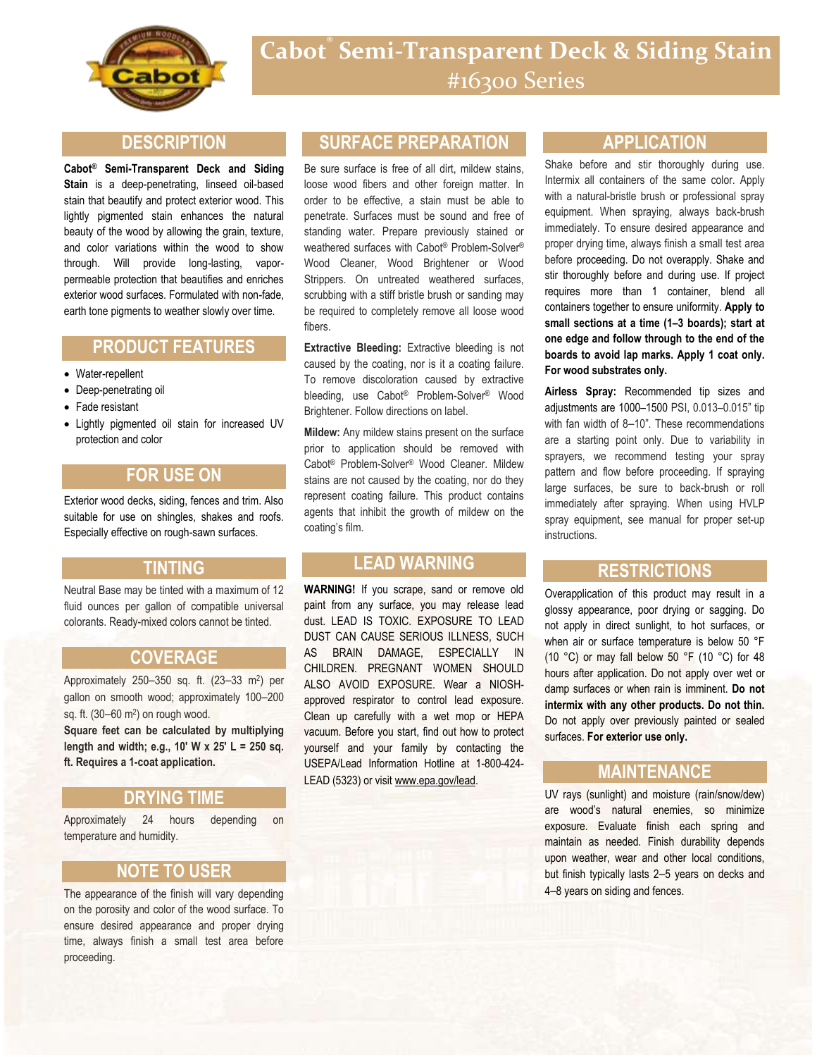# Cabot® Semi-Transparent Deck & Siding Stain
## #16300 Series

## DESCRIPTION

**Cabot® Semi-Transparent Deck and Siding Stain** is a deep-penetrating, linseed oil-based stain that beautify and protect exterior wood. This lightly pigmented stain enhances the natural beauty of the wood by allowing the grain, texture, and color variations within the wood to show through. Will provide long-lasting, vapor-permeable protection that beautifies and enriches exterior wood surfaces. Formulated with non-fade, earth tone pigments to weather slowly over time.

## PRODUCT FEATURES

- Water-repellent
- Deep-penetrating oil
- Fade resistant
- Lightly pigmented oil stain for increased UV protection and color

## FOR USE ON

Exterior wood decks, siding, fences and trim. Also suitable for use on shingles, shakes and roofs. Especially effective on rough-sawn surfaces.

## TINTING

Neutral Base may be tinted with a maximum of 12 fluid ounces per gallon of compatible universal colorants. Ready-mixed colors cannot be tinted.

## COVERAGE

Approximately 250–350 sq. ft. (23–33 m$^2$) per gallon on smooth wood; approximately 100–200 sq. ft. (30–60 m$^2$) on rough wood.

**Square feet can be calculated by multiplying length and width; e.g., 10' W x 25' L = 250 sq. ft. Requires a 1-coat application.**

## DRYING TIME

Approximately 24 hours depending on temperature and humidity.

## NOTE TO USER

The appearance of the finish will vary depending on the porosity and color of the wood surface. To ensure desired appearance and proper drying time, always finish a small test area before proceeding.

## SURFACE PREPARATION

Be sure surface is free of all dirt, mildew stains, loose wood fibers and other foreign matter. In order to be effective, a stain must be able to penetrate. Surfaces must be sound and free of standing water. Prepare previously stained or weathered surfaces with Cabot® Problem-Solver® Wood Cleaner, Wood Brightener or Wood Strippers. On untreated weathered surfaces, scrubbing with a stiff bristle brush or sanding may be required to completely remove all loose wood fibers.

**Extractive Bleeding:** Extractive bleeding is not caused by the coating, nor is it a coating failure. To remove discoloration caused by extractive bleeding, use Cabot® Problem-Solver® Wood Brightener. Follow directions on label.

**Mildew:** Any mildew stains present on the surface prior to application should be removed with Cabot® Problem-Solver® Wood Cleaner. Mildew stains are not caused by the coating, nor do they represent coating failure. This product contains agents that inhibit the growth of mildew on the coating's film.

## LEAD WARNING

**WARNING!** If you scrape, sand or remove old paint from any surface, you may release lead dust. LEAD IS TOXIC. EXPOSURE TO LEAD DUST CAN CAUSE SERIOUS ILLNESS, SUCH AS BRAIN DAMAGE, ESPECIALLY IN CHILDREN. PREGNANT WOMEN SHOULD ALSO AVOID EXPOSURE. Wear a NIOSH-approved respirator to control lead exposure. Clean up carefully with a wet mop or HEPA vacuum. Before you start, find out how to protect yourself and your family by contacting the USEPA/Lead Information Hotline at 1-800-424-LEAD (5323) or visit www.epa.gov/lead.

## APPLICATION

Shake before and stir thoroughly during use. Intermix all containers of the same color. Apply with a natural-bristle brush or professional spray equipment. When spraying, always back-brush immediately. To ensure desired appearance and proper drying time, always finish a small test area before proceeding. Do not overapply. Shake and stir thoroughly before and during use. If project requires more than 1 container, blend all containers together to ensure uniformity. **Apply to small sections at a time (1–3 boards); start at one edge and follow through to the end of the boards to avoid lap marks. Apply 1 coat only. For wood substrates only.**

**Airless Spray:** Recommended tip sizes and adjustments are 1000–1500 PSI, 0.013–0.015" tip with fan width of 8–10". These recommendations are a starting point only. Due to variability in sprayers, we recommend testing your spray pattern and flow before proceeding. If spraying large surfaces, be sure to back-brush or roll immediately after spraying. When using HVLP spray equipment, see manual for proper set-up instructions.

## RESTRICTIONS

Overapplication of this product may result in a glossy appearance, poor drying or sagging. Do not apply in direct sunlight, to hot surfaces, or when air or surface temperature is below 50 °F (10 °C) or may fall below 50 °F (10 °C) for 48 hours after application. Do not apply over wet or damp surfaces or when rain is imminent. **Do not intermix with any other products. Do not thin.** Do not apply over previously painted or sealed surfaces. **For exterior use only.**

## MAINTENANCE

UV rays (sunlight) and moisture (rain/snow/dew) are wood's natural enemies, so minimize exposure. Evaluate finish each spring and maintain as needed. Finish durability depends upon weather, wear and other local conditions, but finish typically lasts 2–5 years on decks and 4–8 years on siding and fences.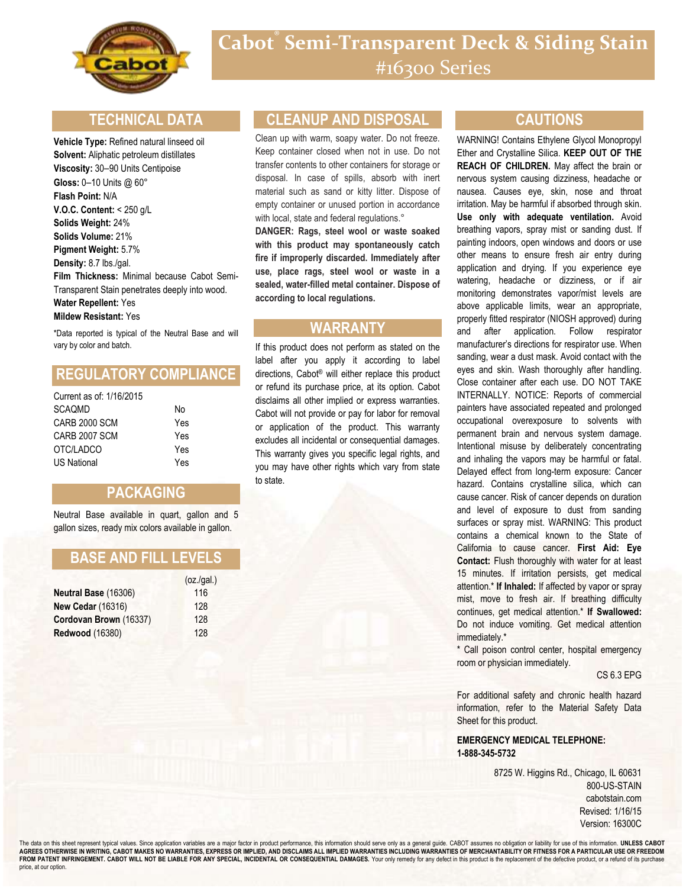# Cabot® Semi-Transparent Deck & Siding Stain
## #16300 Series

## TECHNICAL DATA

**Vehicle Type:** Refined natural linseed oil
**Solvent:** Aliphatic petroleum distillates
**Viscosity:** 30–90 Units Centipoise
**Gloss:** 0–10 Units @ 60°
**Flash Point:** N/A
**V.O.C. Content:** < 250 g/L
**Solids Weight:** 24%
**Solids Volume:** 21%
**Pigment Weight:** 5.7%
**Density:** 8.7 lbs./gal.
**Film Thickness:** Minimal because Cabot Semi-Transparent Stain penetrates deeply into wood.
**Water Repellent:** Yes
**Mildew Resistant:** Yes

*Data reported is typical of the Neutral Base and will vary by color and batch.

## REGULATORY COMPLIANCE

Current as of: 1/16/2015

| | |
|---|---|
| SCAQMD | No |
| CARB 2000 SCM | Yes |
| CARB 2007 SCM | Yes |
| OTC/LADCO | Yes |
| US National | Yes |

## PACKAGING

Neutral Base available in quart, gallon and 5 gallon sizes, ready mix colors available in gallon.

## BASE AND FILL LEVELS

| | (oz./gal.) |
|---|---|
| **Neutral Base** (16306) | 116 |
| **New Cedar** (16316) | 128 |
| **Cordovan Brown** (16337) | 128 |
| **Redwood** (16380) | 128 |

## CLEANUP AND DISPOSAL

Clean up with warm, soapy water. Do not freeze. Keep container closed when not in use. Do not transfer contents to other containers for storage or disposal. In case of spills, absorb with inert material such as sand or kitty litter. Dispose of empty container or unused portion in accordance with local, state and federal regulations.°

**DANGER: Rags, steel wool or waste soaked with this product may spontaneously catch fire if improperly discarded. Immediately after use, place rags, steel wool or waste in a sealed, water-filled metal container. Dispose of according to local regulations.**

## WARRANTY

If this product does not perform as stated on the label after you apply it according to label directions, Cabot® will either replace this product or refund its purchase price, at its option. Cabot disclaims all other implied or express warranties. Cabot will not provide or pay for labor for removal or application of the product. This warranty excludes all incidental or consequential damages. This warranty gives you specific legal rights, and you may have other rights which vary from state to state.

## CAUTIONS

WARNING! Contains Ethylene Glycol Monopropyl Ether and Crystalline Silica. **KEEP OUT OF THE REACH OF CHILDREN.** May affect the brain or nervous system causing dizziness, headache or nausea. Causes eye, skin, nose and throat irritation. May be harmful if absorbed through skin. **Use only with adequate ventilation.** Avoid breathing vapors, spray mist or sanding dust. If painting indoors, open windows and doors or use other means to ensure fresh air entry during application and drying. If you experience eye watering, headache or dizziness, or if air monitoring demonstrates vapor/mist levels are above applicable limits, wear an appropriate, properly fitted respirator (NIOSH approved) during and after application. Follow respirator manufacturer's directions for respirator use. When sanding, wear a dust mask. Avoid contact with the eyes and skin. Wash thoroughly after handling. Close container after each use. DO NOT TAKE INTERNALLY. NOTICE: Reports of commercial painters have associated repeated and prolonged occupational overexposure to solvents with permanent brain and nervous system damage. Intentional misuse by deliberately concentrating and inhaling the vapors may be harmful or fatal. Delayed effect from long-term exposure: Cancer hazard. Contains crystalline silica, which can cause cancer. Risk of cancer depends on duration and level of exposure to dust from sanding surfaces or spray mist. WARNING: This product contains a chemical known to the State of California to cause cancer. **First Aid: Eye Contact:** Flush thoroughly with water for at least 15 minutes. If irritation persists, get medical attention.* **If Inhaled:** If affected by vapor or spray mist, move to fresh air. If breathing difficulty continues, get medical attention.* **If Swallowed:** Do not induce vomiting. Get medical attention immediately.*

* Call poison control center, hospital emergency room or physician immediately.

CS 6.3 EPG

For additional safety and chronic health hazard information, refer to the Material Safety Data Sheet for this product.

**EMERGENCY MEDICAL TELEPHONE: 1-888-345-5732**

8725 W. Higgins Rd., Chicago, IL 60631
800-US-STAIN
cabotstain.com
Revised: 1/16/15
Version: 16300C

The data on this sheet represent typical values. Since application variables are a major factor in product performance, this information should serve only as a general guide. CABOT assumes no obligation or liability for use of this information. **UNLESS CABOT AGREES OTHERWISE IN WRITING, CABOT MAKES NO WARRANTIES, EXPRESS OR IMPLIED, AND DISCLAIMS ALL IMPLIED WARRANTIES INCLUDING WARRANTIES OF MERCHANTABILITY OR FITNESS FOR A PARTICULAR USE OR FREEDOM FROM PATENT INFRINGEMENT. CABOT WILL NOT BE LIABLE FOR ANY SPECIAL, INCIDENTAL OR CONSEQUENTIAL DAMAGES.** Your only remedy for any defect in this product is the replacement of the defective product, or a refund of its purchase price, at our option.